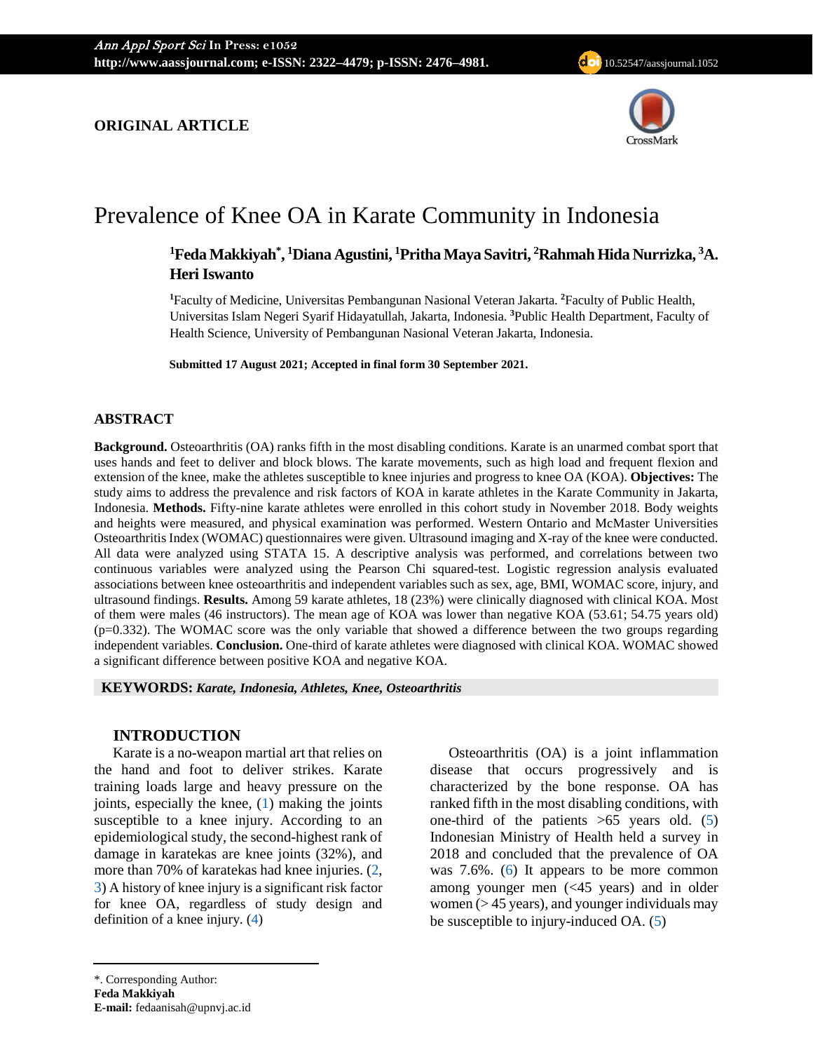**ORIGINAL ARTICLE**

# Prevalence of Knee OA in Karate Community in Indonesia

**[1]Feda Makkiyah[*], [1]Diana Agustini, [1]Pritha Maya Savitri, [2]Rahmah Hida Nurrizka, [3]A. Heri Iswanto**

[1]Faculty of Medicine, Universitas Pembangunan Nasional Veteran Jakarta. [2]Faculty of Public Health, Universitas Islam Negeri Syarif Hidayatullah, Jakarta, Indonesia. [3]Public Health Department, Faculty of Health Science, University of Pembangunan Nasional Veteran Jakarta, Indonesia.

**Submitted 17 August 2021; Accepted in final form 30 September 2021.**

## ABSTRACT

**Background.** Osteoarthritis (OA) ranks fifth in the most disabling conditions. Karate is an unarmed combat sport that uses hands and feet to deliver and block blows. The karate movements, such as high load and frequent flexion and extension of the knee, make the athletes susceptible to knee injuries and progress to knee OA (KOA). **Objectives:** The study aims to address the prevalence and risk factors of KOA in karate athletes in the Karate Community in Jakarta, Indonesia. **Methods.** Fifty-nine karate athletes were enrolled in this cohort study in November 2018. Body weights and heights were measured, and physical examination was performed. Western Ontario and McMaster Universities Osteoarthritis Index (WOMAC) questionnaires were given. Ultrasound imaging and X-ray of the knee were conducted. All data were analyzed using STATA 15. A descriptive analysis was performed, and correlations between two continuous variables were analyzed using the Pearson Chi squared-test. Logistic regression analysis evaluated associations between knee osteoarthritis and independent variables such as sex, age, BMI, WOMAC score, injury, and ultrasound findings. **Results.** Among 59 karate athletes, 18 (23%) were clinically diagnosed with clinical KOA. Most of them were males (46 instructors). The mean age of KOA was lower than negative KOA (53.61; 54.75 years old) (p=0.332). The WOMAC score was the only variable that showed a difference between the two groups regarding independent variables. **Conclusion.** One-third of karate athletes were diagnosed with clinical KOA. WOMAC showed a significant difference between positive KOA and negative KOA.

**KEYWORDS:** ***Karate, Indonesia, Athletes, Knee, Osteoarthritis***

## INTRODUCTION

Karate is a no-weapon martial art that relies on the hand and foot to deliver strikes. Karate training loads large and heavy pressure on the joints, especially the knee, (1) making the joints susceptible to a knee injury. According to an epidemiological study, the second-highest rank of damage in karatekas are knee joints (32%), and more than 70% of karatekas had knee injuries. (2, 3) A history of knee injury is a significant risk factor for knee OA, regardless of study design and definition of a knee injury. (4)

Osteoarthritis (OA) is a joint inflammation disease that occurs progressively and is characterized by the bone response. OA has ranked fifth in the most disabling conditions, with one-third of the patients >65 years old. (5) Indonesian Ministry of Health held a survey in 2018 and concluded that the prevalence of OA was 7.6%. (6) It appears to be more common among younger men (<45 years) and in older women (> 45 years), and younger individuals may be susceptible to injury-induced OA. (5)

*. Corresponding Author:
**Feda Makkiyah**
**E-mail:** fedaanisah@upnvj.ac.id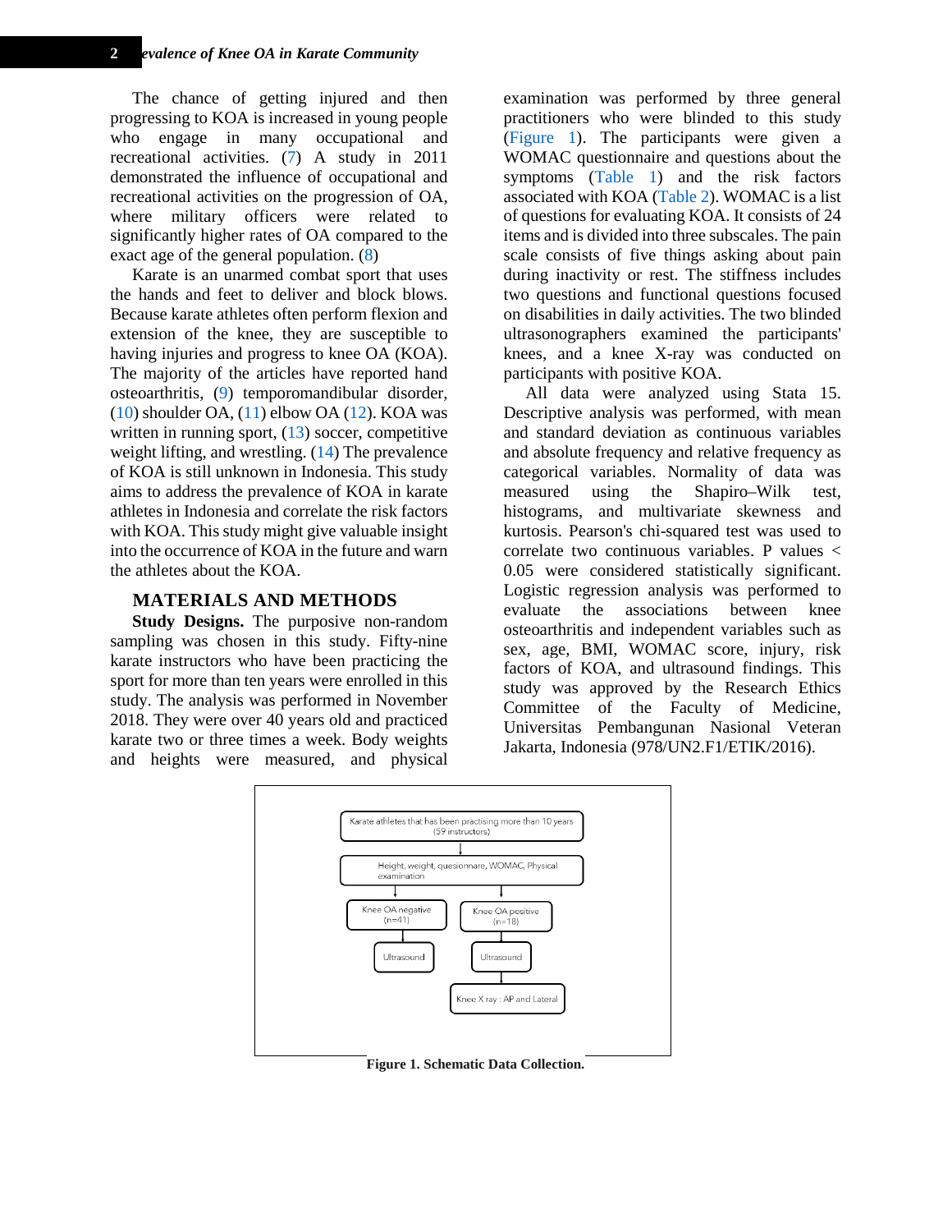The chance of getting injured and then progressing to KOA is increased in young people who engage in many occupational and recreational activities. (7) A study in 2011 demonstrated the influence of occupational and recreational activities on the progression of OA, where military officers were related to significantly higher rates of OA compared to the exact age of the general population. (8)

Karate is an unarmed combat sport that uses the hands and feet to deliver and block blows. Because karate athletes often perform flexion and extension of the knee, they are susceptible to having injuries and progress to knee OA (KOA). The majority of the articles have reported hand osteoarthritis, (9) temporomandibular disorder, (10) shoulder OA, (11) elbow OA (12). KOA was written in running sport, (13) soccer, competitive weight lifting, and wrestling. (14) The prevalence of KOA is still unknown in Indonesia. This study aims to address the prevalence of KOA in karate athletes in Indonesia and correlate the risk factors with KOA. This study might give valuable insight into the occurrence of KOA in the future and warn the athletes about the KOA.

## MATERIALS AND METHODS

**Study Designs.** The purposive non-random sampling was chosen in this study. Fifty-nine karate instructors who have been practicing the sport for more than ten years were enrolled in this study. The analysis was performed in November 2018. They were over 40 years old and practiced karate two or three times a week. Body weights and heights were measured, and physical examination was performed by three general practitioners who were blinded to this study (Figure 1). The participants were given a WOMAC questionnaire and questions about the symptoms (Table 1) and the risk factors associated with KOA (Table 2). WOMAC is a list of questions for evaluating KOA. It consists of 24 items and is divided into three subscales. The pain scale consists of five things asking about pain during inactivity or rest. The stiffness includes two questions and functional questions focused on disabilities in daily activities. The two blinded ultrasonographers examined the participants' knees, and a knee X-ray was conducted on participants with positive KOA.

All data were analyzed using Stata 15. Descriptive analysis was performed, with mean and standard deviation as continuous variables and absolute frequency and relative frequency as categorical variables. Normality of data was measured using the Shapiro–Wilk test, histograms, and multivariate skewness and kurtosis. Pearson's chi-squared test was used to correlate two continuous variables. P values < 0.05 were considered statistically significant. Logistic regression analysis was performed to evaluate the associations between knee osteoarthritis and independent variables such as sex, age, BMI, WOMAC score, injury, risk factors of KOA, and ultrasound findings. This study was approved by the Research Ethics Committee of the Faculty of Medicine, Universitas Pembangunan Nasional Veteran Jakarta, Indonesia (978/UN2.F1/ETIK/2016).

Karate athletes that has been practising more than 10 years (59 instructors)
→ Height, weight, quesionnare, WOMAC, Physical examination
→ Knee OA negative (n=41) → Ultrasound
→ Knee OA positive (n=18) → Ultrasound → Knee X ray : AP and Lateral

**Figure 1. Schematic Data Collection.**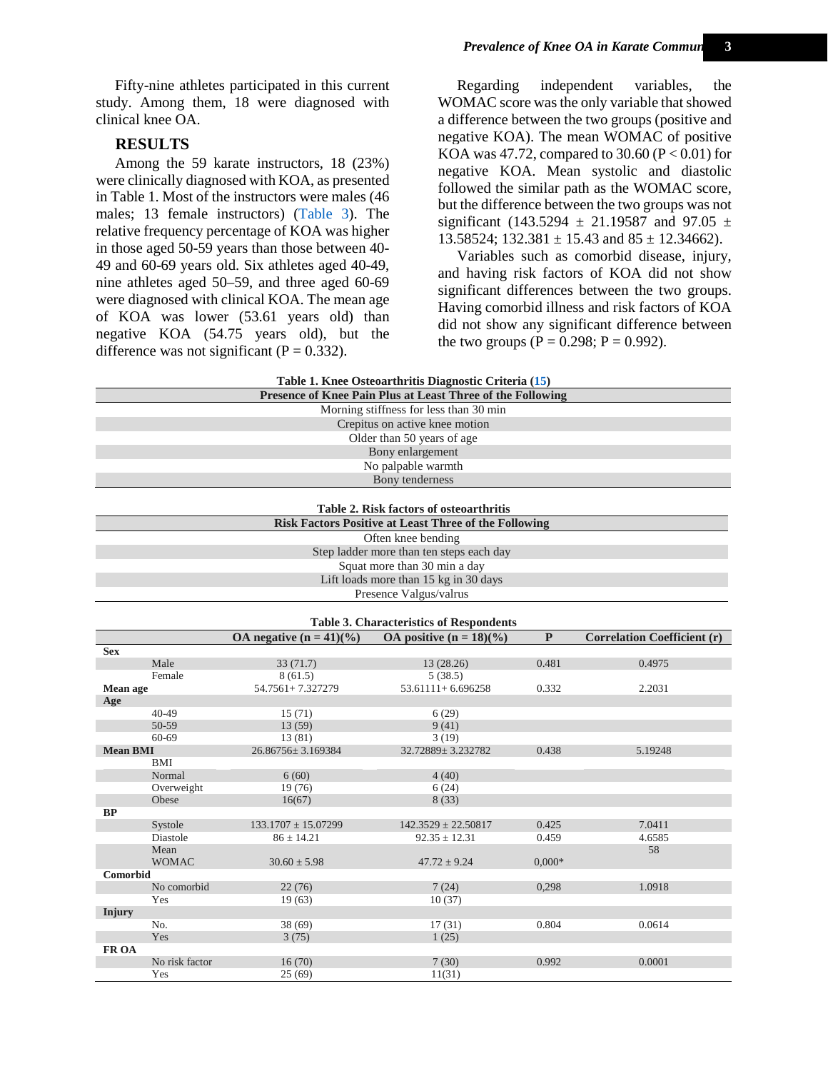Fifty-nine athletes participated in this current study. Among them, 18 were diagnosed with clinical knee OA.

## RESULTS

Among the 59 karate instructors, 18 (23%) were clinically diagnosed with KOA, as presented in Table 1. Most of the instructors were males (46 males; 13 female instructors) (Table 3). The relative frequency percentage of KOA was higher in those aged 50-59 years than those between 40-49 and 60-69 years old. Six athletes aged 40-49, nine athletes aged 50–59, and three aged 60-69 were diagnosed with clinical KOA. The mean age of KOA was lower (53.61 years old) than negative KOA (54.75 years old), but the difference was not significant (P = 0.332).

Regarding independent variables, the WOMAC score was the only variable that showed a difference between the two groups (positive and negative KOA). The mean WOMAC of positive KOA was 47.72, compared to 30.60 (P < 0.01) for negative KOA. Mean systolic and diastolic followed the similar path as the WOMAC score, but the difference between the two groups was not significant (143.5294 ± 21.19587 and 97.05 ± 13.58524; 132.381 ± 15.43 and 85 ± 12.34662).

Variables such as comorbid disease, injury, and having risk factors of KOA did not show significant differences between the two groups. Having comorbid illness and risk factors of KOA did not show any significant difference between the two groups (P = 0.298; P = 0.992).

**Table 1. Knee Osteoarthritis Diagnostic Criteria (15)**

| Presence of Knee Pain Plus at Least Three of the Following |
|---|
| Morning stiffness for less than 30 min |
| Crepitus on active knee motion |
| Older than 50 years of age |
| Bony enlargement |
| No palpable warmth |
| Bony tenderness |

**Table 2. Risk factors of osteoarthritis**

| Risk Factors Positive at Least Three of the Following |
|---|
| Often knee bending |
| Step ladder more than ten steps each day |
| Squat more than 30 min a day |
| Lift loads more than 15 kg in 30 days |
| Presence Valgus/valrus |

**Table 3. Characteristics of Respondents**

| | | OA negative (n = 41)(%) | OA positive (n = 18)(%) | P | Correlation Coefficient (r) |
|---|---|---|---|---|---|
| **Sex** | | | | | |
| | Male | 33 (71.7) | 13 (28.26) | 0.481 | 0.4975 |
| | Female | 8 (61.5) | 5 (38.5) | | |
| **Mean age** | | 54.7561+ 7.327279 | 53.61111+ 6.696258 | 0.332 | 2.2031 |
| **Age** | | | | | |
| | 40-49 | 15 (71) | 6 (29) | | |
| | 50-59 | 13 (59) | 9 (41) | | |
| | 60-69 | 13 (81) | 3 (19) | | |
| **Mean BMI** | | 26.86756± 3.169384 | 32.72889± 3.232782 | 0.438 | 5.19248 |
| | BMI | | | | |
| | Normal | 6 (60) | 4 (40) | | |
| | Overweight | 19 (76) | 6 (24) | | |
| | Obese | 16(67) | 8 (33) | | |
| **BP** | | | | | |
| | Systole | 133.1707 ± 15.07299 | 142.3529 ± 22.50817 | 0.425 | 7.0411 |
| | Diastole | 86 ± 14.21 | 92.35 ± 12.31 | 0.459 | 4.6585 |
| | Mean WOMAC | 30.60 ± 5.98 | 47.72 ± 9.24 | 0,000* | 58 |
| **Comorbid** | | | | | |
| | No comorbid | 22 (76) | 7 (24) | 0,298 | 1.0918 |
| | Yes | 19 (63) | 10 (37) | | |
| **Injury** | | | | | |
| | No. | 38 (69) | 17 (31) | 0.804 | 0.0614 |
| | Yes | 3 (75) | 1 (25) | | |
| **FR OA** | | | | | |
| | No risk factor | 16 (70) | 7 (30) | 0.992 | 0.0001 |
| | Yes | 25 (69) | 11(31) | | |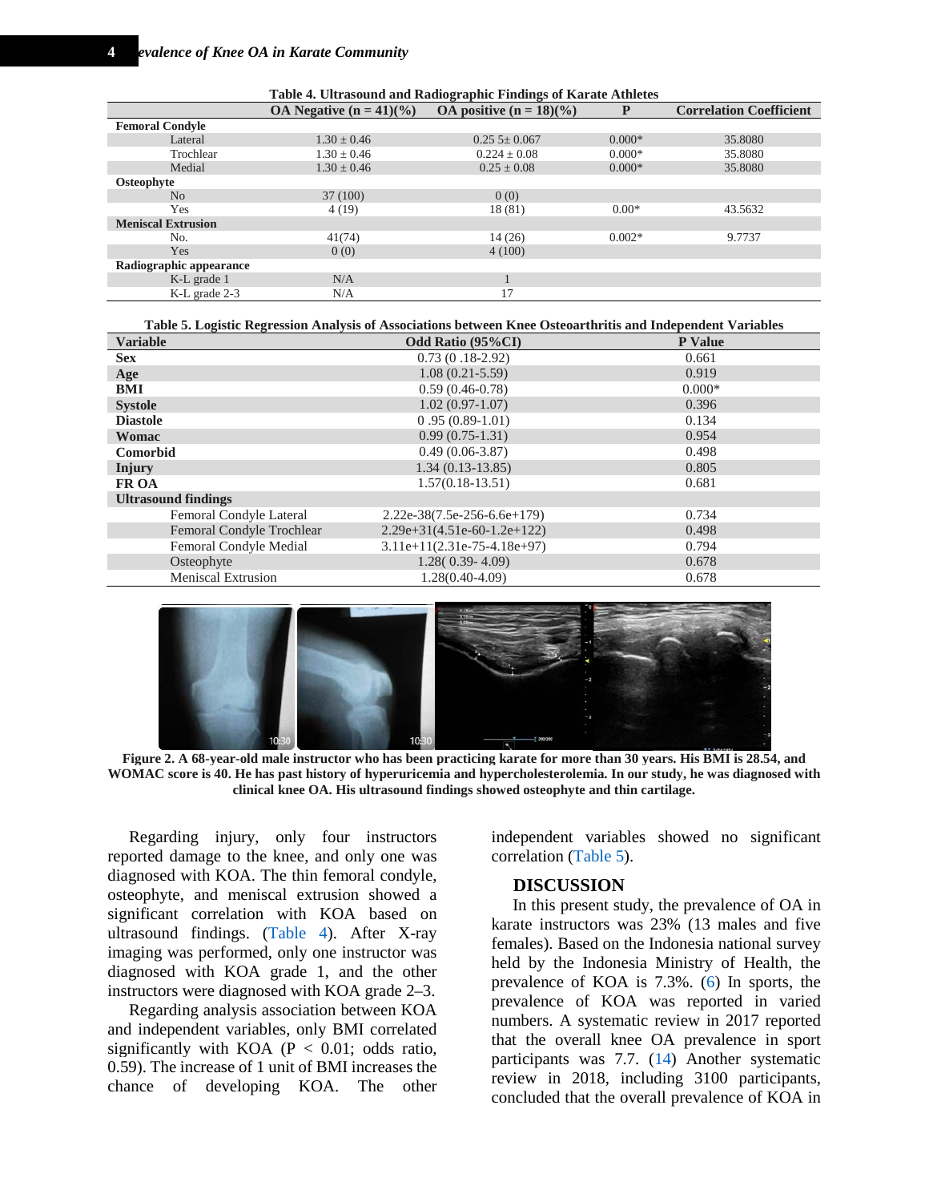**Table 4. Ultrasound and Radiographic Findings of Karate Athletes**

| | OA Negative (n = 41)(%) | OA positive (n = 18)(%) | P | Correlation Coefficient |
|---|---|---|---|---|
| **Femoral Condyle** | | | | |
| Lateral | 1.30 ± 0.46 | 0.25 5± 0.067 | 0.000* | 35.8080 |
| Trochlear | 1.30 ± 0.46 | 0.224 ± 0.08 | 0.000* | 35.8080 |
| Medial | 1.30 ± 0.46 | 0.25 ± 0.08 | 0.000* | 35.8080 |
| **Osteophyte** | | | | |
| No | 37 (100) | 0 (0) | | |
| Yes | 4 (19) | 18 (81) | 0.00* | 43.5632 |
| **Meniscal Extrusion** | | | | |
| No. | 41(74) | 14 (26) | 0.002* | 9.7737 |
| Yes | 0 (0) | 4 (100) | | |
| **Radiographic appearance** | | | | |
| K-L grade 1 | N/A | 1 | | |
| K-L grade 2-3 | N/A | 17 | | |

**Table 5. Logistic Regression Analysis of Associations between Knee Osteoarthritis and Independent Variables**

| Variable | Odd Ratio (95%CI) | P Value |
|---|---|---|
| **Sex** | 0.73 (0 .18-2.92) | 0.661 |
| **Age** | 1.08 (0.21-5.59) | 0.919 |
| **BMI** | 0.59 (0.46-0.78) | 0.000* |
| **Systole** | 1.02 (0.97-1.07) | 0.396 |
| **Diastole** | 0 .95 (0.89-1.01) | 0.134 |
| **Womac** | 0.99 (0.75-1.31) | 0.954 |
| **Comorbid** | 0.49 (0.06-3.87) | 0.498 |
| **Injury** | 1.34 (0.13-13.85) | 0.805 |
| **FR OA** | 1.57(0.18-13.51) | 0.681 |
| **Ultrasound findings** | | |
| Femoral Condyle Lateral | 2.22e-38(7.5e-256-6.6e+179) | 0.734 |
| Femoral Condyle Trochlear | 2.29e+31(4.51e-60-1.2e+122) | 0.498 |
| Femoral Condyle Medial | 3.11e+11(2.31e-75-4.18e+97) | 0.794 |
| Osteophyte | 1.28( 0.39- 4.09) | 0.678 |
| Meniscal Extrusion | 1.28(0.40-4.09) | 0.678 |

**Figure 2. A 68-year-old male instructor who has been practicing karate for more than 30 years. His BMI is 28.54, and WOMAC score is 40. He has past history of hyperuricemia and hypercholesterolemia. In our study, he was diagnosed with clinical knee OA. His ultrasound findings showed osteophyte and thin cartilage.**

Regarding injury, only four instructors reported damage to the knee, and only one was diagnosed with KOA. The thin femoral condyle, osteophyte, and meniscal extrusion showed a significant correlation with KOA based on ultrasound findings. (Table 4). After X-ray imaging was performed, only one instructor was diagnosed with KOA grade 1, and the other instructors were diagnosed with KOA grade 2–3.

Regarding analysis association between KOA and independent variables, only BMI correlated significantly with KOA ($P < 0.01$; odds ratio, 0.59). The increase of 1 unit of BMI increases the chance of developing KOA. The other independent variables showed no significant correlation (Table 5).

## DISCUSSION

In this present study, the prevalence of OA in karate instructors was 23% (13 males and five females). Based on the Indonesia national survey held by the Indonesia Ministry of Health, the prevalence of KOA is 7.3%. (6) In sports, the prevalence of KOA was reported in varied numbers. A systematic review in 2017 reported that the overall knee OA prevalence in sport participants was 7.7. (14) Another systematic review in 2018, including 3100 participants, concluded that the overall prevalence of KOA in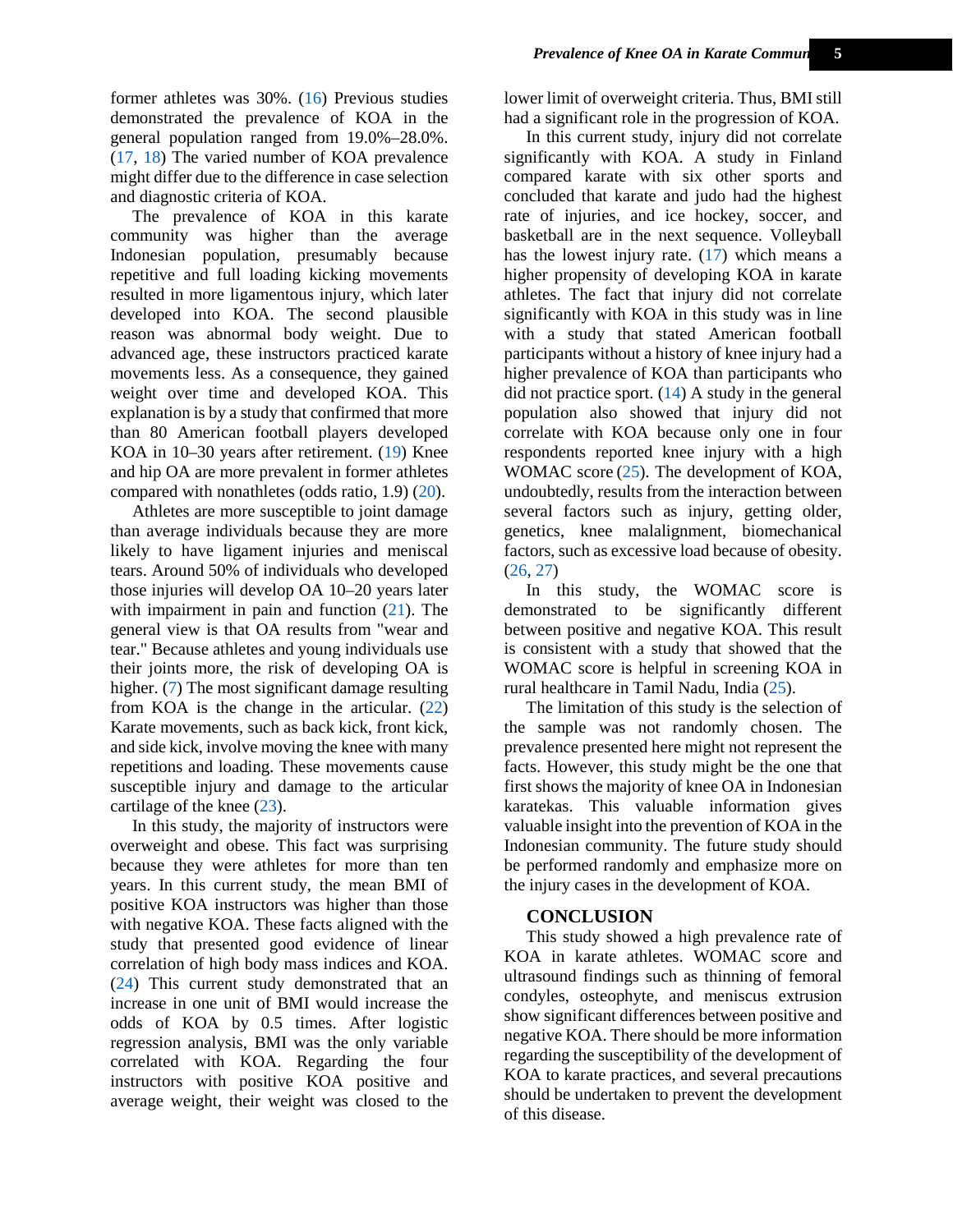former athletes was 30%. (16) Previous studies demonstrated the prevalence of KOA in the general population ranged from 19.0%–28.0%. (17, 18) The varied number of KOA prevalence might differ due to the difference in case selection and diagnostic criteria of KOA.

The prevalence of KOA in this karate community was higher than the average Indonesian population, presumably because repetitive and full loading kicking movements resulted in more ligamentous injury, which later developed into KOA. The second plausible reason was abnormal body weight. Due to advanced age, these instructors practiced karate movements less. As a consequence, they gained weight over time and developed KOA. This explanation is by a study that confirmed that more than 80 American football players developed KOA in 10–30 years after retirement. (19) Knee and hip OA are more prevalent in former athletes compared with nonathletes (odds ratio, 1.9) (20).

Athletes are more susceptible to joint damage than average individuals because they are more likely to have ligament injuries and meniscal tears. Around 50% of individuals who developed those injuries will develop OA 10–20 years later with impairment in pain and function (21). The general view is that OA results from "wear and tear." Because athletes and young individuals use their joints more, the risk of developing OA is higher. (7) The most significant damage resulting from KOA is the change in the articular. (22) Karate movements, such as back kick, front kick, and side kick, involve moving the knee with many repetitions and loading. These movements cause susceptible injury and damage to the articular cartilage of the knee (23).

In this study, the majority of instructors were overweight and obese. This fact was surprising because they were athletes for more than ten years. In this current study, the mean BMI of positive KOA instructors was higher than those with negative KOA. These facts aligned with the study that presented good evidence of linear correlation of high body mass indices and KOA. (24) This current study demonstrated that an increase in one unit of BMI would increase the odds of KOA by 0.5 times. After logistic regression analysis, BMI was the only variable correlated with KOA. Regarding the four instructors with positive KOA positive and average weight, their weight was closed to the lower limit of overweight criteria. Thus, BMI still had a significant role in the progression of KOA.

In this current study, injury did not correlate significantly with KOA. A study in Finland compared karate with six other sports and concluded that karate and judo had the highest rate of injuries, and ice hockey, soccer, and basketball are in the next sequence. Volleyball has the lowest injury rate. (17) which means a higher propensity of developing KOA in karate athletes. The fact that injury did not correlate significantly with KOA in this study was in line with a study that stated American football participants without a history of knee injury had a higher prevalence of KOA than participants who did not practice sport. (14) A study in the general population also showed that injury did not correlate with KOA because only one in four respondents reported knee injury with a high WOMAC score (25). The development of KOA, undoubtedly, results from the interaction between several factors such as injury, getting older, genetics, knee malalignment, biomechanical factors, such as excessive load because of obesity. (26, 27)

In this study, the WOMAC score is demonstrated to be significantly different between positive and negative KOA. This result is consistent with a study that showed that the WOMAC score is helpful in screening KOA in rural healthcare in Tamil Nadu, India (25).

The limitation of this study is the selection of the sample was not randomly chosen. The prevalence presented here might not represent the facts. However, this study might be the one that first shows the majority of knee OA in Indonesian karatekas. This valuable information gives valuable insight into the prevention of KOA in the Indonesian community. The future study should be performed randomly and emphasize more on the injury cases in the development of KOA.

## CONCLUSION

This study showed a high prevalence rate of KOA in karate athletes. WOMAC score and ultrasound findings such as thinning of femoral condyles, osteophyte, and meniscus extrusion show significant differences between positive and negative KOA. There should be more information regarding the susceptibility of the development of KOA to karate practices, and several precautions should be undertaken to prevent the development of this disease.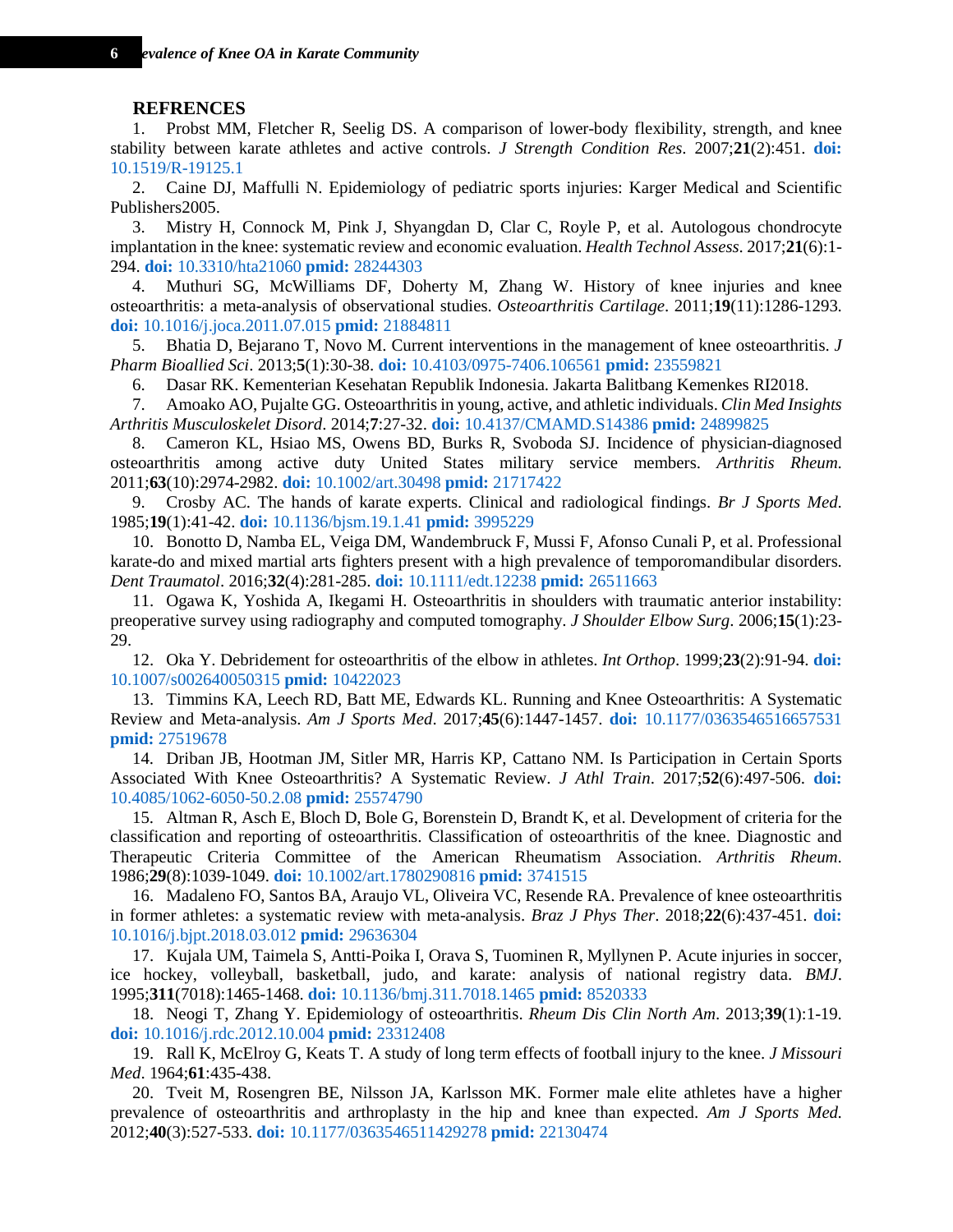## REFRENCES

1. Probst MM, Fletcher R, Seelig DS. A comparison of lower-body flexibility, strength, and knee stability between karate athletes and active controls. *J Strength Condition Res*. 2007;**21**(2):451. **doi:** 10.1519/R-19125.1
2. Caine DJ, Maffulli N. Epidemiology of pediatric sports injuries: Karger Medical and Scientific Publishers2005.
3. Mistry H, Connock M, Pink J, Shyangdan D, Clar C, Royle P, et al. Autologous chondrocyte implantation in the knee: systematic review and economic evaluation. *Health Technol Assess*. 2017;**21**(6):1-294. **doi:** 10.3310/hta21060 **pmid:** 28244303
4. Muthuri SG, McWilliams DF, Doherty M, Zhang W. History of knee injuries and knee osteoarthritis: a meta-analysis of observational studies. *Osteoarthritis Cartilage*. 2011;**19**(11):1286-1293. **doi:** 10.1016/j.joca.2011.07.015 **pmid:** 21884811
5. Bhatia D, Bejarano T, Novo M. Current interventions in the management of knee osteoarthritis. *J Pharm Bioallied Sci*. 2013;**5**(1):30-38. **doi:** 10.4103/0975-7406.106561 **pmid:** 23559821
6. Dasar RK. Kementerian Kesehatan Republik Indonesia. Jakarta Balitbang Kemenkes RI2018.
7. Amoako AO, Pujalte GG. Osteoarthritis in young, active, and athletic individuals. *Clin Med Insights Arthritis Musculoskelet Disord*. 2014;**7**:27-32. **doi:** 10.4137/CMAMD.S14386 **pmid:** 24899825
8. Cameron KL, Hsiao MS, Owens BD, Burks R, Svoboda SJ. Incidence of physician-diagnosed osteoarthritis among active duty United States military service members. *Arthritis Rheum*. 2011;**63**(10):2974-2982. **doi:** 10.1002/art.30498 **pmid:** 21717422
9. Crosby AC. The hands of karate experts. Clinical and radiological findings. *Br J Sports Med*. 1985;**19**(1):41-42. **doi:** 10.1136/bjsm.19.1.41 **pmid:** 3995229
10. Bonotto D, Namba EL, Veiga DM, Wandembruck F, Mussi F, Afonso Cunali P, et al. Professional karate-do and mixed martial arts fighters present with a high prevalence of temporomandibular disorders. *Dent Traumatol*. 2016;**32**(4):281-285. **doi:** 10.1111/edt.12238 **pmid:** 26511663
11. Ogawa K, Yoshida A, Ikegami H. Osteoarthritis in shoulders with traumatic anterior instability: preoperative survey using radiography and computed tomography. *J Shoulder Elbow Surg*. 2006;**15**(1):23-29.
12. Oka Y. Debridement for osteoarthritis of the elbow in athletes. *Int Orthop*. 1999;**23**(2):91-94. **doi:** 10.1007/s002640050315 **pmid:** 10422023
13. Timmins KA, Leech RD, Batt ME, Edwards KL. Running and Knee Osteoarthritis: A Systematic Review and Meta-analysis. *Am J Sports Med*. 2017;**45**(6):1447-1457. **doi:** 10.1177/0363546516657531 **pmid:** 27519678
14. Driban JB, Hootman JM, Sitler MR, Harris KP, Cattano NM. Is Participation in Certain Sports Associated With Knee Osteoarthritis? A Systematic Review. *J Athl Train*. 2017;**52**(6):497-506. **doi:** 10.4085/1062-6050-50.2.08 **pmid:** 25574790
15. Altman R, Asch E, Bloch D, Bole G, Borenstein D, Brandt K, et al. Development of criteria for the classification and reporting of osteoarthritis. Classification of osteoarthritis of the knee. Diagnostic and Therapeutic Criteria Committee of the American Rheumatism Association. *Arthritis Rheum*. 1986;**29**(8):1039-1049. **doi:** 10.1002/art.1780290816 **pmid:** 3741515
16. Madaleno FO, Santos BA, Araujo VL, Oliveira VC, Resende RA. Prevalence of knee osteoarthritis in former athletes: a systematic review with meta-analysis. *Braz J Phys Ther*. 2018;**22**(6):437-451. **doi:** 10.1016/j.bjpt.2018.03.012 **pmid:** 29636304
17. Kujala UM, Taimela S, Antti-Poika I, Orava S, Tuominen R, Myllynen P. Acute injuries in soccer, ice hockey, volleyball, basketball, judo, and karate: analysis of national registry data. *BMJ*. 1995;**311**(7018):1465-1468. **doi:** 10.1136/bmj.311.7018.1465 **pmid:** 8520333
18. Neogi T, Zhang Y. Epidemiology of osteoarthritis. *Rheum Dis Clin North Am*. 2013;**39**(1):1-19. **doi:** 10.1016/j.rdc.2012.10.004 **pmid:** 23312408
19. Rall K, McElroy G, Keats T. A study of long term effects of football injury to the knee. *J Missouri Med*. 1964;**61**:435-438.
20. Tveit M, Rosengren BE, Nilsson JA, Karlsson MK. Former male elite athletes have a higher prevalence of osteoarthritis and arthroplasty in the hip and knee than expected. *Am J Sports Med*. 2012;**40**(3):527-533. **doi:** 10.1177/0363546511429278 **pmid:** 22130474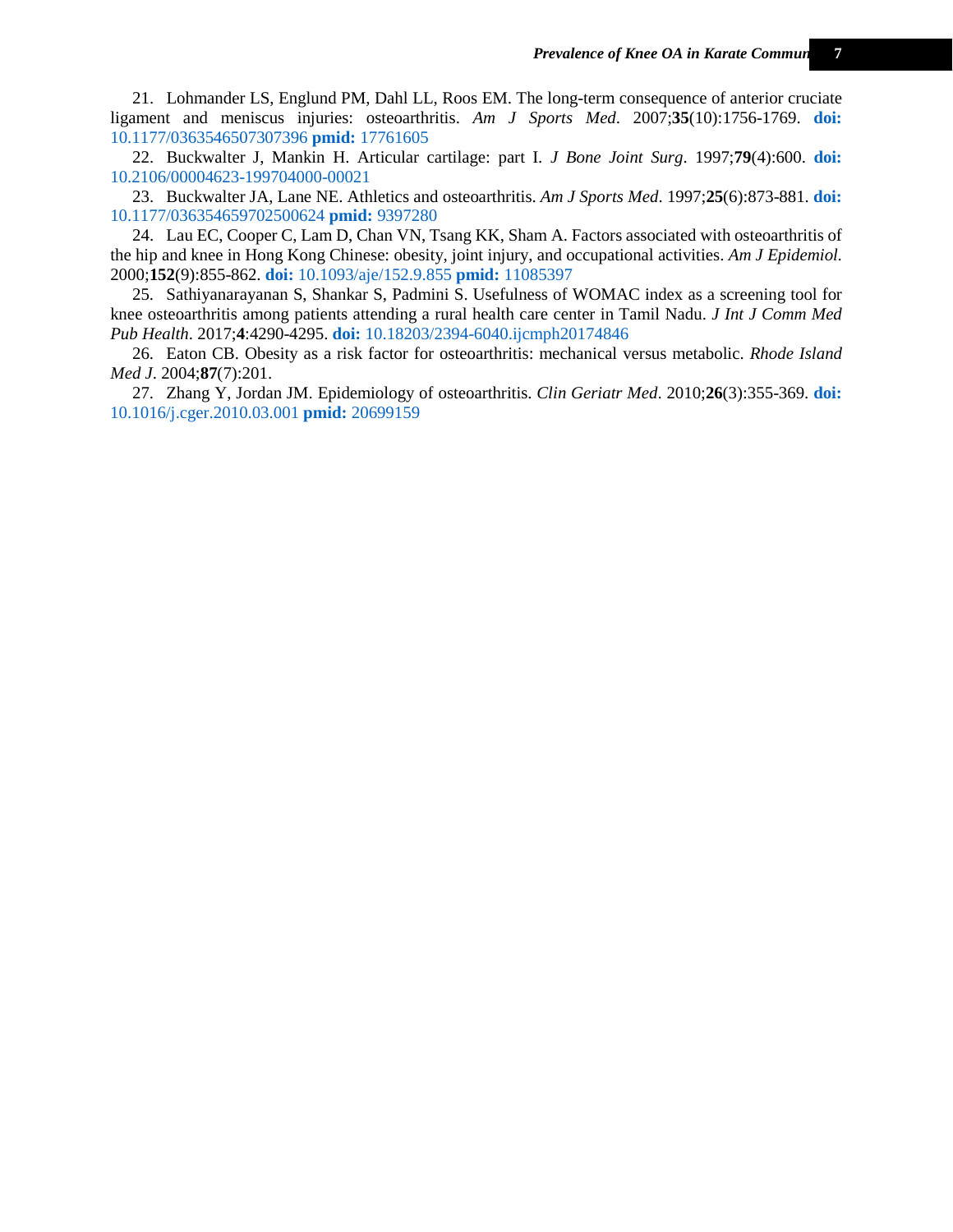21. Lohmander LS, Englund PM, Dahl LL, Roos EM. The long-term consequence of anterior cruciate ligament and meniscus injuries: osteoarthritis. *Am J Sports Med*. 2007;**35**(10):1756-1769. **doi:** 10.1177/0363546507307396 **pmid:** 17761605

22. Buckwalter J, Mankin H. Articular cartilage: part I. *J Bone Joint Surg*. 1997;**79**(4):600. **doi:** 10.2106/00004623-199704000-00021

23. Buckwalter JA, Lane NE. Athletics and osteoarthritis. *Am J Sports Med*. 1997;**25**(6):873-881. **doi:** 10.1177/036354659702500624 **pmid:** 9397280

24. Lau EC, Cooper C, Lam D, Chan VN, Tsang KK, Sham A. Factors associated with osteoarthritis of the hip and knee in Hong Kong Chinese: obesity, joint injury, and occupational activities. *Am J Epidemiol.* 2000;**152**(9):855-862. **doi:** 10.1093/aje/152.9.855 **pmid:** 11085397

25. Sathiyanarayanan S, Shankar S, Padmini S. Usefulness of WOMAC index as a screening tool for knee osteoarthritis among patients attending a rural health care center in Tamil Nadu. *J Int J Comm Med Pub Health*. 2017;**4**:4290-4295. **doi:** 10.18203/2394-6040.ijcmph20174846

26. Eaton CB. Obesity as a risk factor for osteoarthritis: mechanical versus metabolic. *Rhode Island Med J*. 2004;**87**(7):201.

27. Zhang Y, Jordan JM. Epidemiology of osteoarthritis. *Clin Geriatr Med*. 2010;**26**(3):355-369. **doi:** 10.1016/j.cger.2010.03.001 **pmid:** 20699159